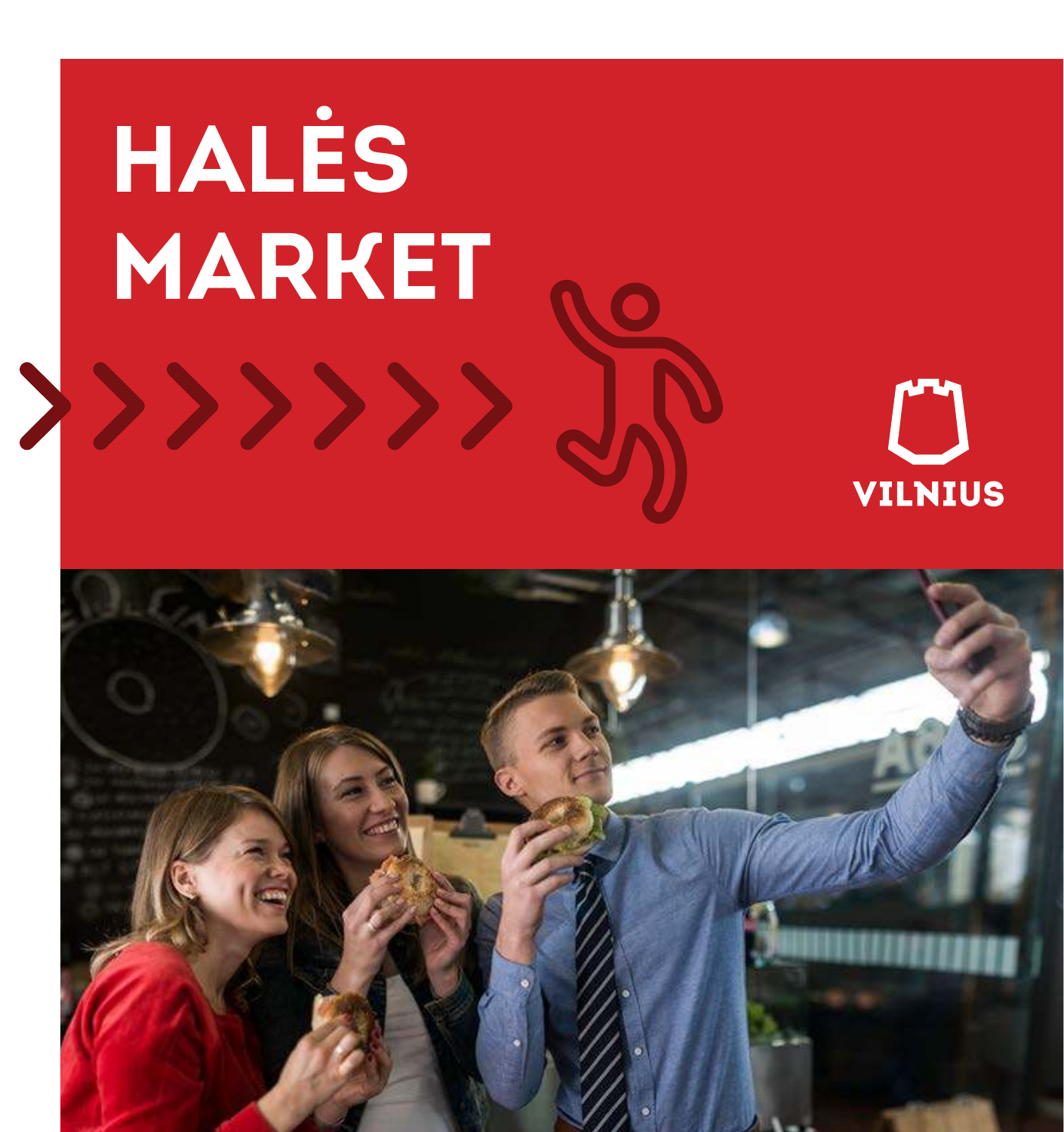# HALĖS MARKET

VILNIUS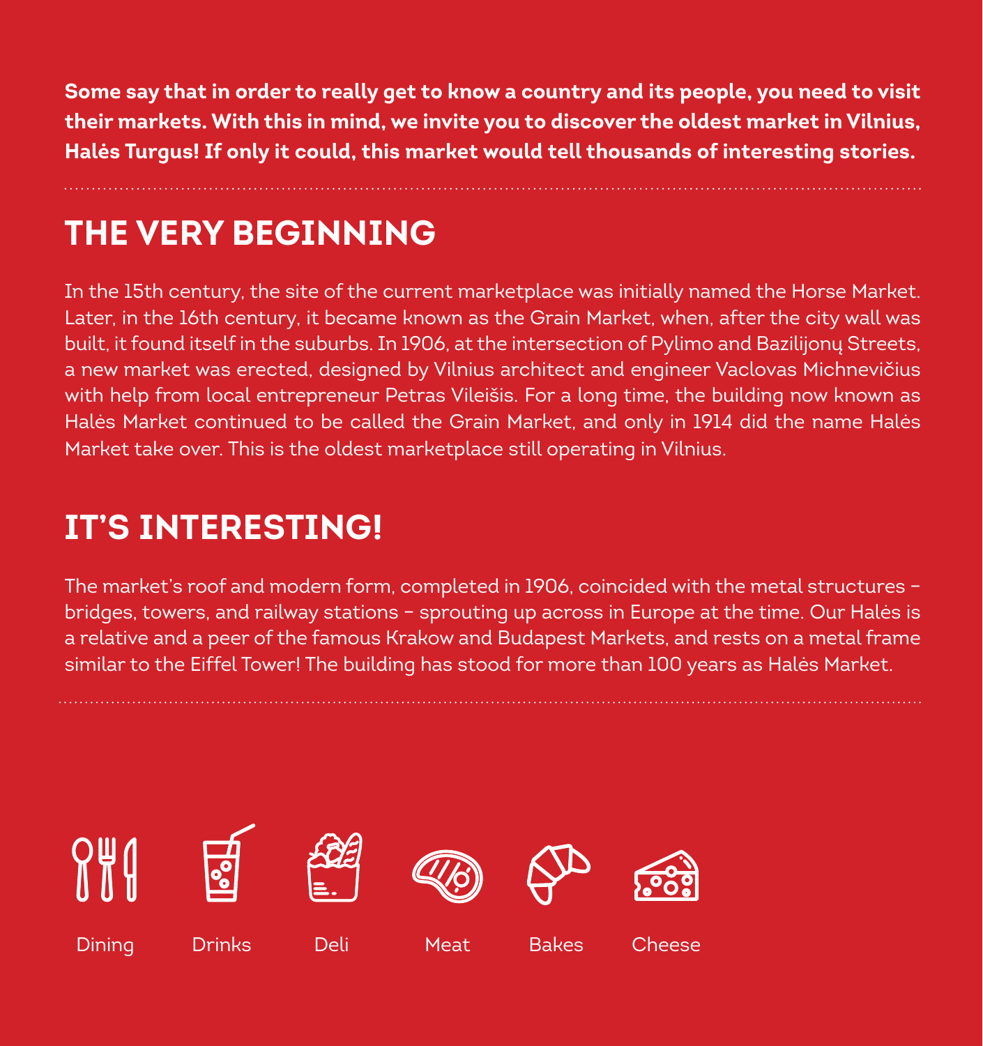**Some say that in order to really get to know a country and its people, you need to visit their markets. With this in mind, we invite you to discover the oldest market in Vilnius, Halės Turgus! If only it could, this market would tell thousands of interesting stories.**

## THE VERY BEGINNING

In the 15th century, the site of the current marketplace was initially named the Horse Market. Later, in the 16th century, it became known as the Grain Market, when, after the city wall was built, it found itself in the suburbs. In 1906, at the intersection of Pylimo and Bazilijonų Streets, a new market was erected, designed by Vilnius architect and engineer Vaclovas Michnevičius with help from local entrepreneur Petras Vileišis. For a long time, the building now known as Halės Market continued to be called the Grain Market, and only in 1914 did the name Halės Market take over. This is the oldest marketplace still operating in Vilnius.

## IT'S INTERESTING!

The market's roof and modern form, completed in 1906, coincided with the metal structures – bridges, towers, and railway stations – sprouting up across in Europe at the time. Our Halės is a relative and a peer of the famous Krakow and Budapest Markets, and rests on a metal frame similar to the Eiffel Tower! The building has stood for more than 100 years as Halės Market.

Dining  Drinks  Deli  Meat  Bakes  Cheese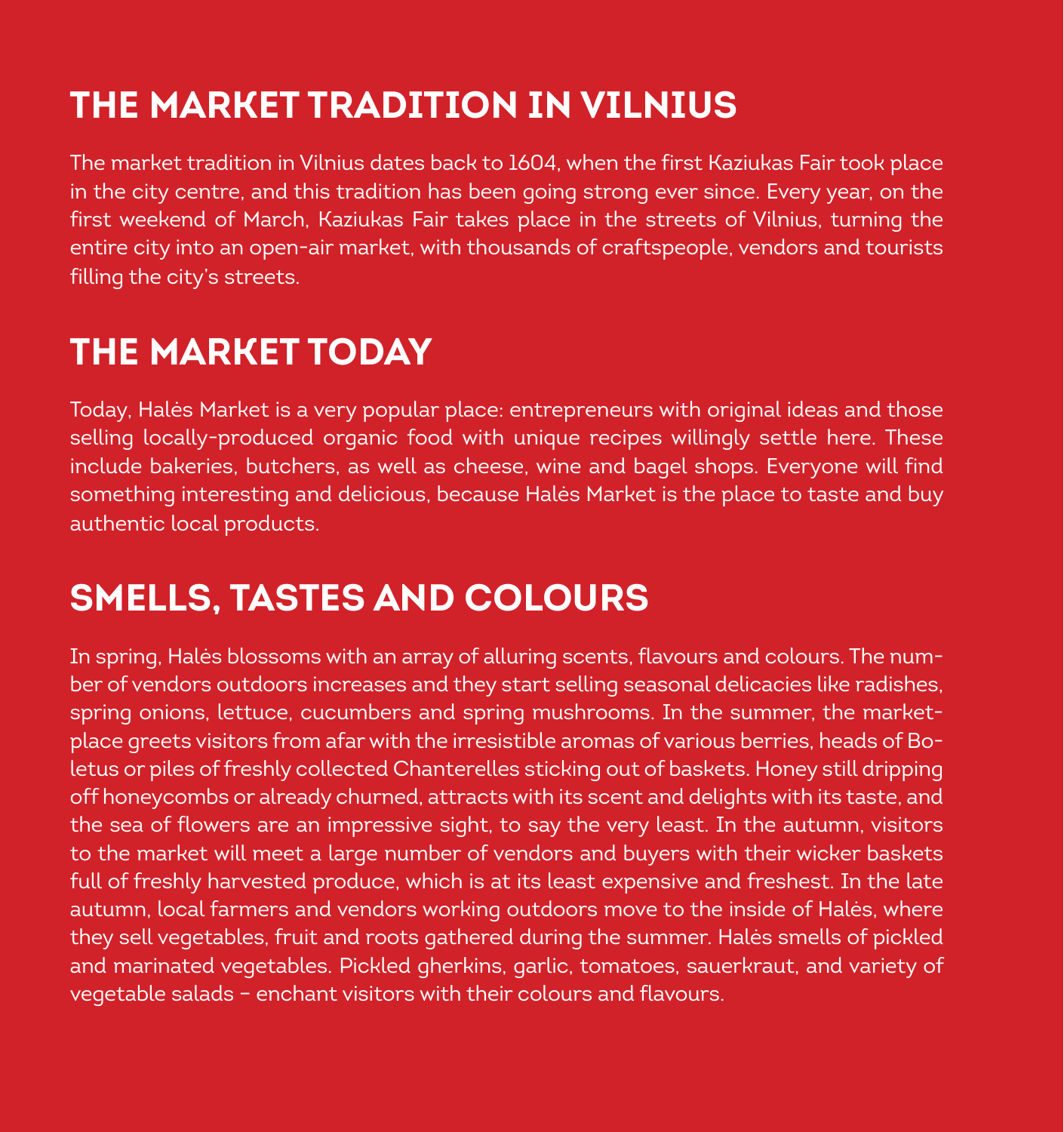## THE MARKET TRADITION IN VILNIUS

The market tradition in Vilnius dates back to 1604, when the first Kaziukas Fair took place in the city centre, and this tradition has been going strong ever since. Every year, on the first weekend of March, Kaziukas Fair takes place in the streets of Vilnius, turning the entire city into an open-air market, with thousands of craftspeople, vendors and tourists filling the city's streets.

## THE MARKET TODAY

Today, Halės Market is a very popular place: entrepreneurs with original ideas and those selling locally-produced organic food with unique recipes willingly settle here. These include bakeries, butchers, as well as cheese, wine and bagel shops. Everyone will find something interesting and delicious, because Halės Market is the place to taste and buy authentic local products.

## SMELLS, TASTES AND COLOURS

In spring, Halės blossoms with an array of alluring scents, flavours and colours. The number of vendors outdoors increases and they start selling seasonal delicacies like radishes, spring onions, lettuce, cucumbers and spring mushrooms. In the summer, the marketplace greets visitors from afar with the irresistible aromas of various berries, heads of Boletus or piles of freshly collected Chanterelles sticking out of baskets. Honey still dripping off honeycombs or already churned, attracts with its scent and delights with its taste, and the sea of flowers are an impressive sight, to say the very least. In the autumn, visitors to the market will meet a large number of vendors and buyers with their wicker baskets full of freshly harvested produce, which is at its least expensive and freshest. In the late autumn, local farmers and vendors working outdoors move to the inside of Halės, where they sell vegetables, fruit and roots gathered during the summer. Halės smells of pickled and marinated vegetables. Pickled gherkins, garlic, tomatoes, sauerkraut, and variety of vegetable salads – enchant visitors with their colours and flavours.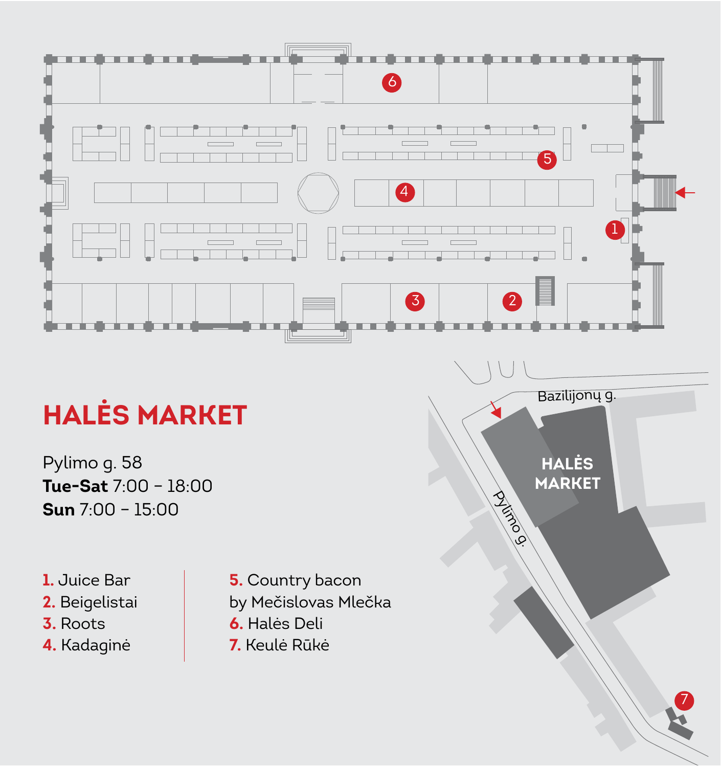# HALĖS MARKET

Pylimo g. 58
**Tue-Sat** 7:00 – 18:00
**Sun** 7:00 – 15:00

1. Juice Bar
2. Beigelistai
3. Roots
4. Kadaginė
5. Country bacon by Mečislovas Mlečka
6. Halės Deli
7. Keulė Rūkė

Bazilijonų g.

Pylimo g.

HALĖS MARKET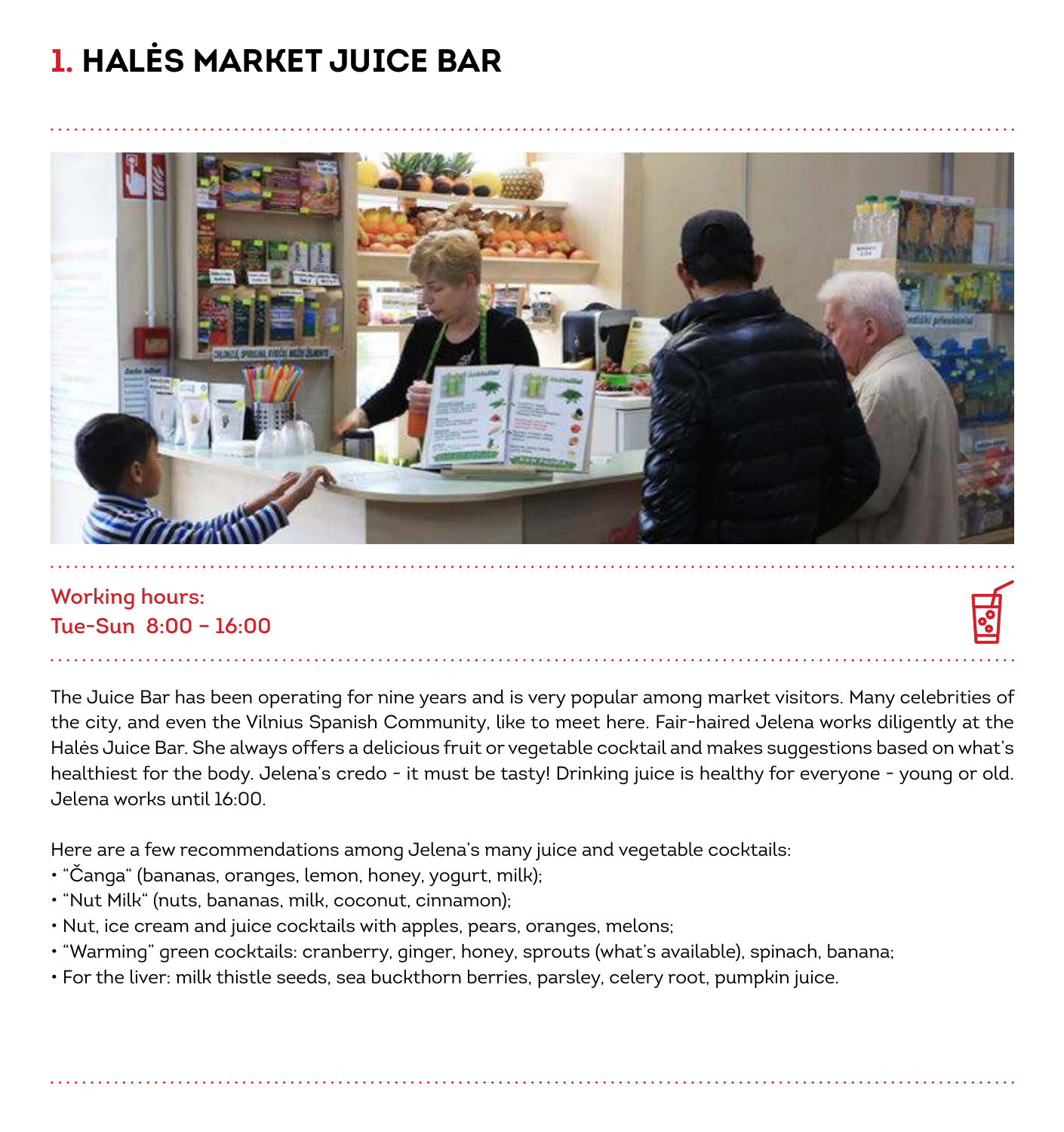# 1. HALĖS MARKET JUICE BAR

**Working hours:**
**Tue-Sun 8:00 – 16:00**

The Juice Bar has been operating for nine years and is very popular among market visitors. Many celebrities of the city, and even the Vilnius Spanish Community, like to meet here. Fair-haired Jelena works diligently at the Halės Juice Bar. She always offers a delicious fruit or vegetable cocktail and makes suggestions based on what's healthiest for the body. Jelena's credo - it must be tasty! Drinking juice is healthy for everyone - young or old. Jelena works until 16:00.

Here are a few recommendations among Jelena's many juice and vegetable cocktails:

- "Čanga" (bananas, oranges, lemon, honey, yogurt, milk);
- "Nut Milk" (nuts, bananas, milk, coconut, cinnamon);
- Nut, ice cream and juice cocktails with apples, pears, oranges, melons;
- "Warming" green cocktails: cranberry, ginger, honey, sprouts (what's available), spinach, banana;
- For the liver: milk thistle seeds, sea buckthorn berries, parsley, celery root, pumpkin juice.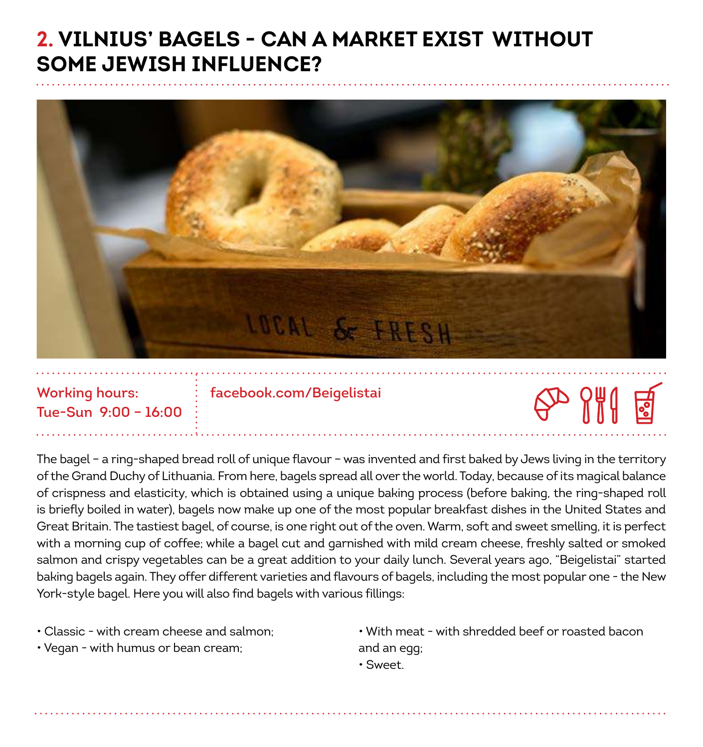## 2. VILNIUS' BAGELS - CAN A MARKET EXIST WITHOUT SOME JEWISH INFLUENCE?

**Working hours:**
**Tue-Sun 9:00 – 16:00**

**facebook.com/Beigelistai**

The bagel – a ring-shaped bread roll of unique flavour – was invented and first baked by Jews living in the territory of the Grand Duchy of Lithuania. From here, bagels spread all over the world. Today, because of its magical balance of crispness and elasticity, which is obtained using a unique baking process (before baking, the ring-shaped roll is briefly boiled in water), bagels now make up one of the most popular breakfast dishes in the United States and Great Britain. The tastiest bagel, of course, is one right out of the oven. Warm, soft and sweet smelling, it is perfect with a morning cup of coffee; while a bagel cut and garnished with mild cream cheese, freshly salted or smoked salmon and crispy vegetables can be a great addition to your daily lunch. Several years ago, "Beigelistai" started baking bagels again. They offer different varieties and flavours of bagels, including the most popular one - the New York-style bagel. Here you will also find bagels with various fillings:

- Classic - with cream cheese and salmon;
- Vegan - with humus or bean cream;
- With meat - with shredded beef or roasted bacon and an egg;
- Sweet.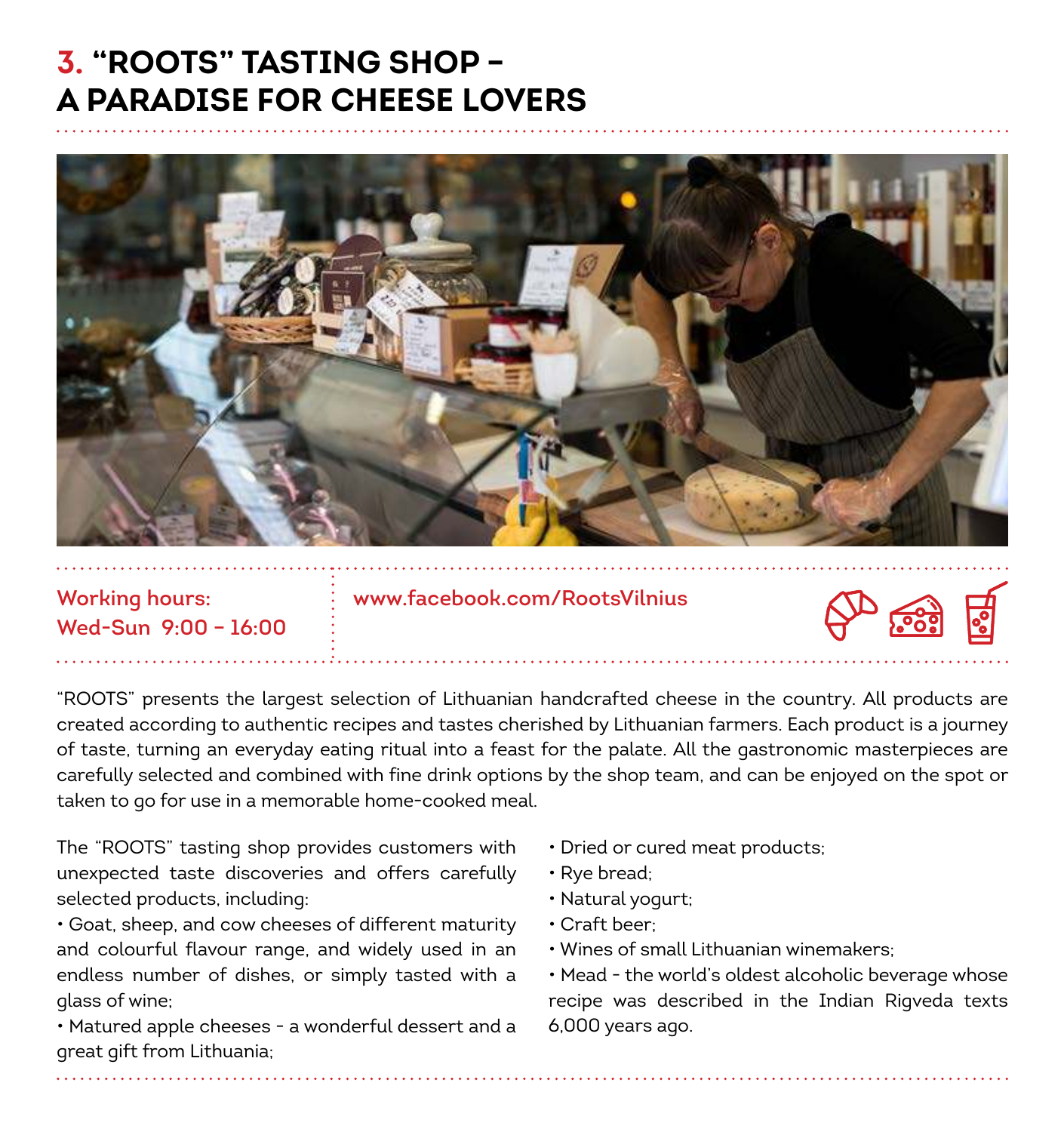# 3. "ROOTS" TASTING SHOP – A PARADISE FOR CHEESE LOVERS

**Working hours:**
**Wed-Sun 9:00 – 16:00**

**www.facebook.com/RootsVilnius**

"ROOTS" presents the largest selection of Lithuanian handcrafted cheese in the country. All products are created according to authentic recipes and tastes cherished by Lithuanian farmers. Each product is a journey of taste, turning an everyday eating ritual into a feast for the palate. All the gastronomic masterpieces are carefully selected and combined with fine drink options by the shop team, and can be enjoyed on the spot or taken to go for use in a memorable home-cooked meal.

The "ROOTS" tasting shop provides customers with unexpected taste discoveries and offers carefully selected products, including:

- Goat, sheep, and cow cheeses of different maturity and colourful flavour range, and widely used in an endless number of dishes, or simply tasted with a glass of wine;
- Matured apple cheeses - a wonderful dessert and a great gift from Lithuania;
- Dried or cured meat products;
- Rye bread;
- Natural yogurt;
- Craft beer;
- Wines of small Lithuanian winemakers;
- Mead - the world's oldest alcoholic beverage whose recipe was described in the Indian Rigveda texts 6,000 years ago.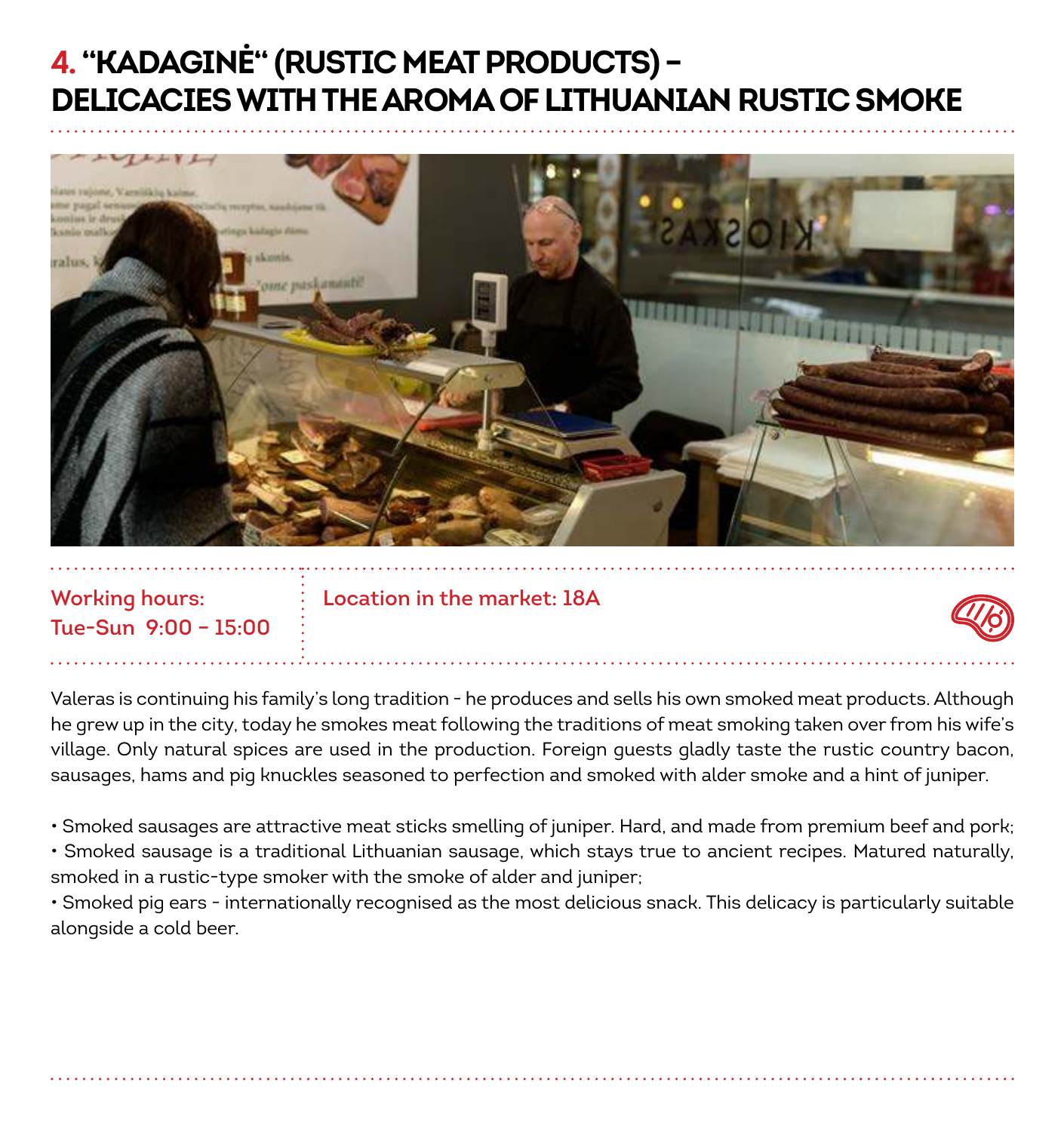# 4. "KADAGINĖ" (RUSTIC MEAT PRODUCTS) – DELICACIES WITH THE AROMA OF LITHUANIAN RUSTIC SMOKE

**Working hours:**
**Tue-Sun 9:00 – 15:00**

**Location in the market: 18A**

Valeras is continuing his family's long tradition - he produces and sells his own smoked meat products. Although he grew up in the city, today he smokes meat following the traditions of meat smoking taken over from his wife's village. Only natural spices are used in the production. Foreign guests gladly taste the rustic country bacon, sausages, hams and pig knuckles seasoned to perfection and smoked with alder smoke and a hint of juniper.

- Smoked sausages are attractive meat sticks smelling of juniper. Hard, and made from premium beef and pork;
- Smoked sausage is a traditional Lithuanian sausage, which stays true to ancient recipes. Matured naturally, smoked in a rustic-type smoker with the smoke of alder and juniper;
- Smoked pig ears - internationally recognised as the most delicious snack. This delicacy is particularly suitable alongside a cold beer.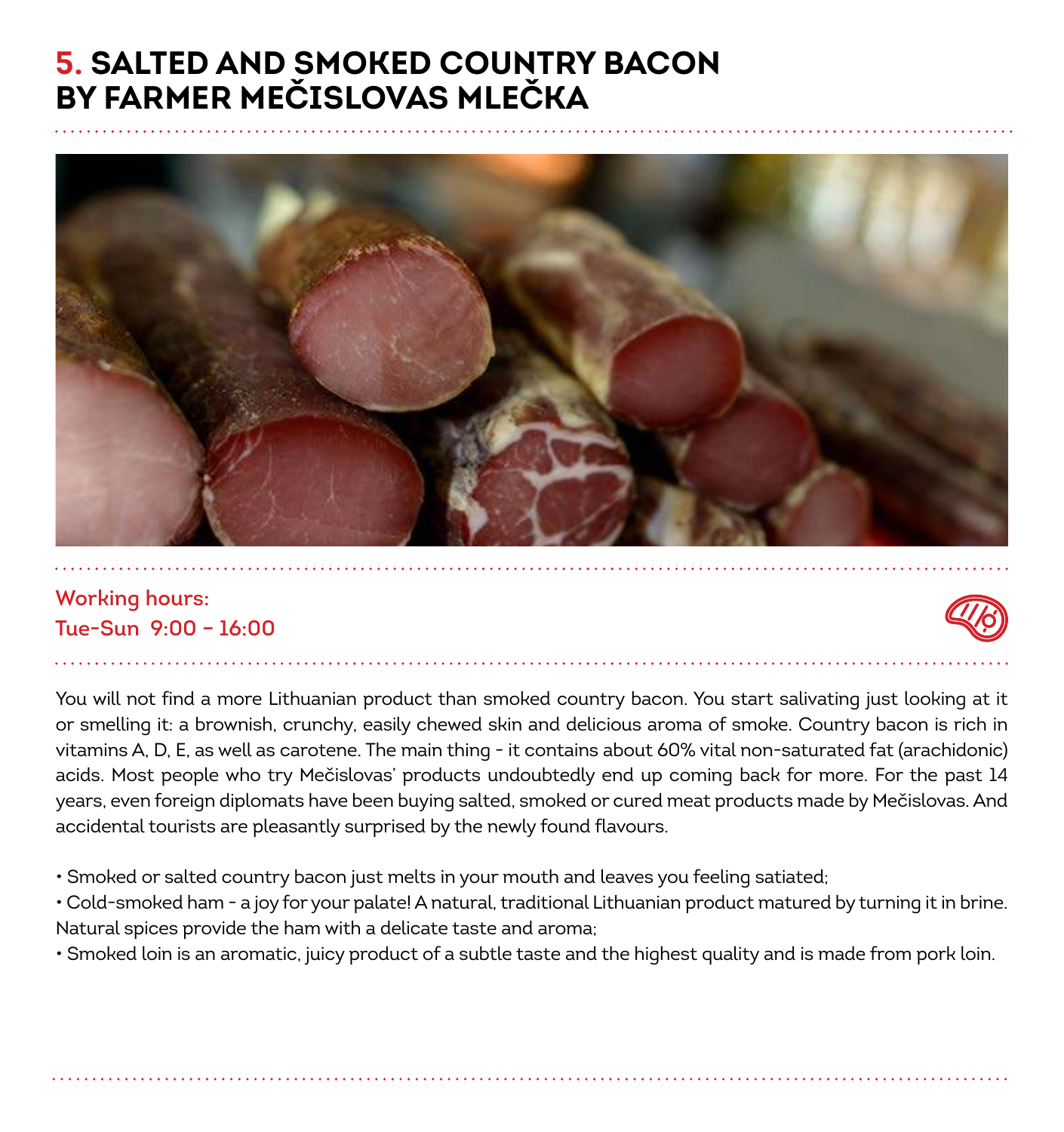# 5. SALTED AND SMOKED COUNTRY BACON BY FARMER MEČISLOVAS MLEČKA

**Working hours:**
**Tue-Sun 9:00 – 16:00**

You will not find a more Lithuanian product than smoked country bacon. You start salivating just looking at it or smelling it: a brownish, crunchy, easily chewed skin and delicious aroma of smoke. Country bacon is rich in vitamins A, D, E, as well as carotene. The main thing - it contains about 60% vital non-saturated fat (arachidonic) acids. Most people who try Mečislovas' products undoubtedly end up coming back for more. For the past 14 years, even foreign diplomats have been buying salted, smoked or cured meat products made by Mečislovas. And accidental tourists are pleasantly surprised by the newly found flavours.

- Smoked or salted country bacon just melts in your mouth and leaves you feeling satiated;
- Cold-smoked ham - a joy for your palate! A natural, traditional Lithuanian product matured by turning it in brine. Natural spices provide the ham with a delicate taste and aroma;
- Smoked loin is an aromatic, juicy product of a subtle taste and the highest quality and is made from pork loin.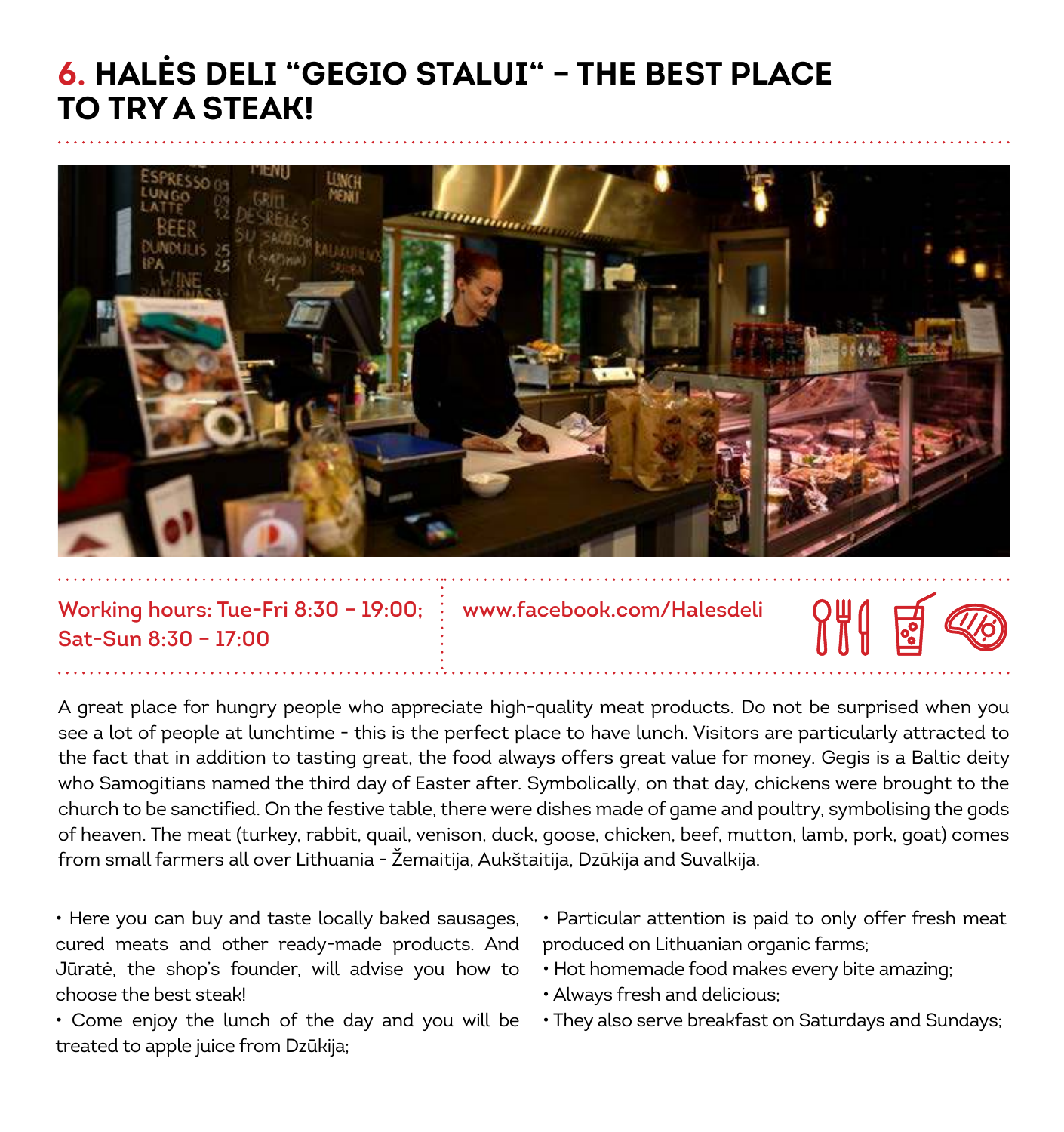# 6. HALĖS DELI “GEGIO STALUI“ – THE BEST PLACE TO TRY A STEAK!

**Working hours: Tue-Fri 8:30 – 19:00; Sat-Sun 8:30 – 17:00**

**www.facebook.com/Halesdeli**

A great place for hungry people who appreciate high-quality meat products. Do not be surprised when you see a lot of people at lunchtime - this is the perfect place to have lunch. Visitors are particularly attracted to the fact that in addition to tasting great, the food always offers great value for money. Gegis is a Baltic deity who Samogitians named the third day of Easter after. Symbolically, on that day, chickens were brought to the church to be sanctified. On the festive table, there were dishes made of game and poultry, symbolising the gods of heaven. The meat (turkey, rabbit, quail, venison, duck, goose, chicken, beef, mutton, lamb, pork, goat) comes from small farmers all over Lithuania - Žemaitija, Aukštaitija, Dzūkija and Suvalkija.

- Here you can buy and taste locally baked sausages, cured meats and other ready-made products. And Jūratė, the shop's founder, will advise you how to choose the best steak!
- Come enjoy the lunch of the day and you will be treated to apple juice from Dzūkija;
- Particular attention is paid to only offer fresh meat produced on Lithuanian organic farms;
- Hot homemade food makes every bite amazing;
- Always fresh and delicious;
- They also serve breakfast on Saturdays and Sundays;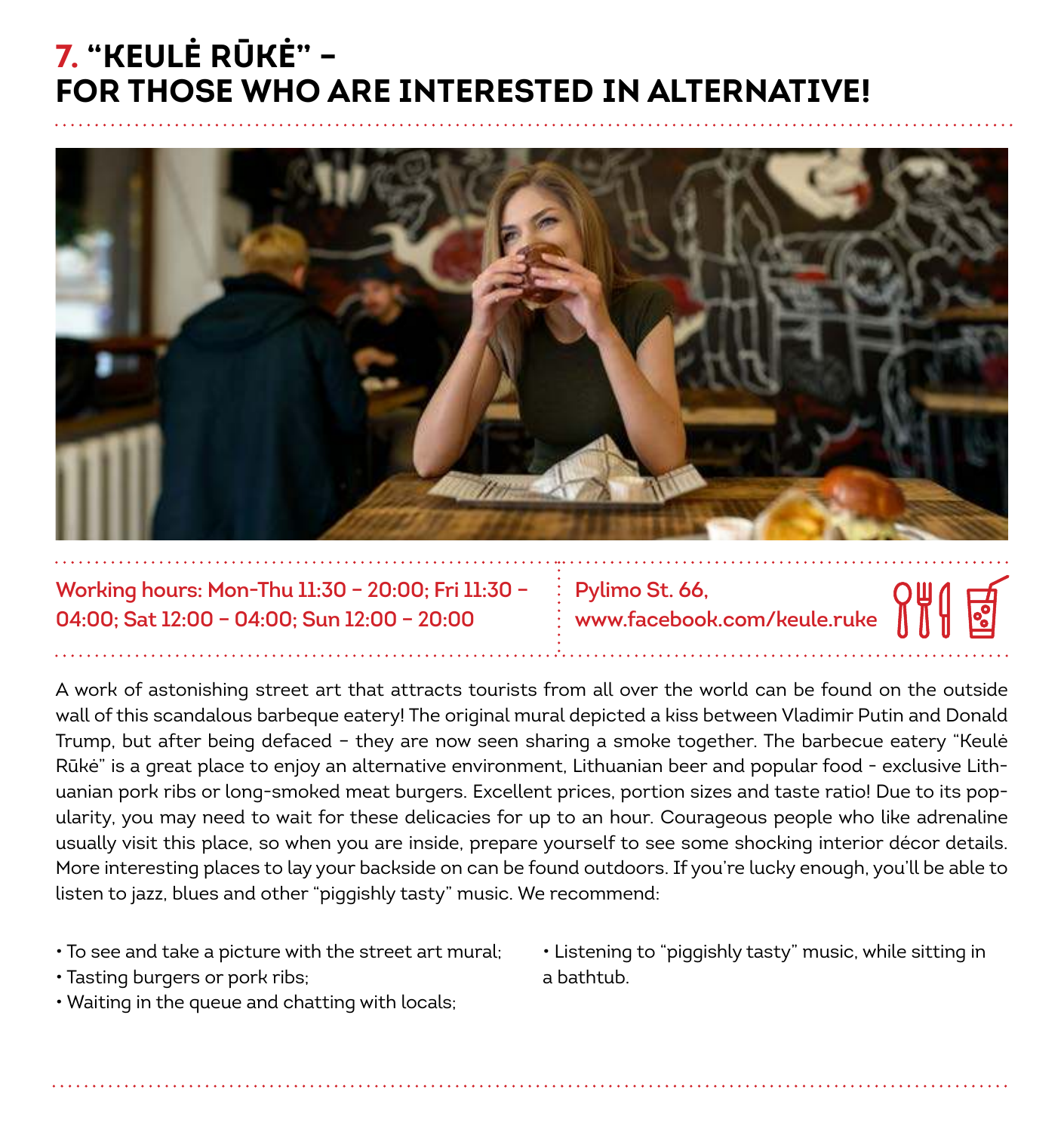## 7. "KEULĖ RŪKĖ" – FOR THOSE WHO ARE INTERESTED IN ALTERNATIVE!

**Working hours: Mon-Thu 11:30 – 20:00; Fri 11:30 – 04:00; Sat 12:00 – 04:00; Sun 12:00 – 20:00**

**Pylimo St. 66, www.facebook.com/keule.ruke**

A work of astonishing street art that attracts tourists from all over the world can be found on the outside wall of this scandalous barbeque eatery! The original mural depicted a kiss between Vladimir Putin and Donald Trump, but after being defaced – they are now seen sharing a smoke together. The barbecue eatery "Keulė Rūkė" is a great place to enjoy an alternative environment, Lithuanian beer and popular food - exclusive Lithuanian pork ribs or long-smoked meat burgers. Excellent prices, portion sizes and taste ratio! Due to its popularity, you may need to wait for these delicacies for up to an hour. Courageous people who like adrenaline usually visit this place, so when you are inside, prepare yourself to see some shocking interior décor details. More interesting places to lay your backside on can be found outdoors. If you're lucky enough, you'll be able to listen to jazz, blues and other "piggishly tasty" music. We recommend:

- To see and take a picture with the street art mural;
- Tasting burgers or pork ribs;
- Waiting in the queue and chatting with locals;
- Listening to "piggishly tasty" music, while sitting in a bathtub.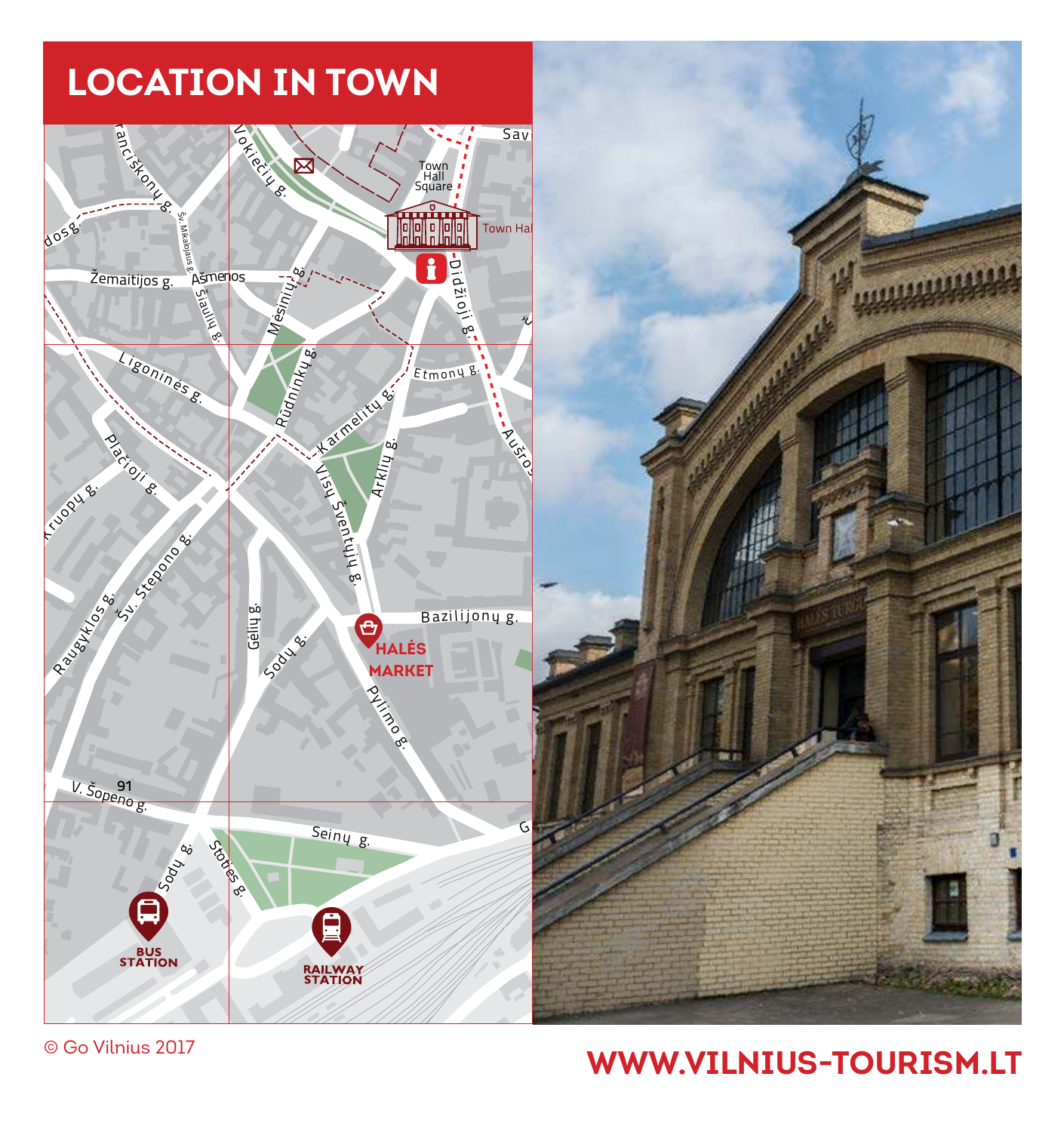# LOCATION IN TOWN

© Go Vilnius 2017

**WWW.VILNIUS-TOURISM.LT**